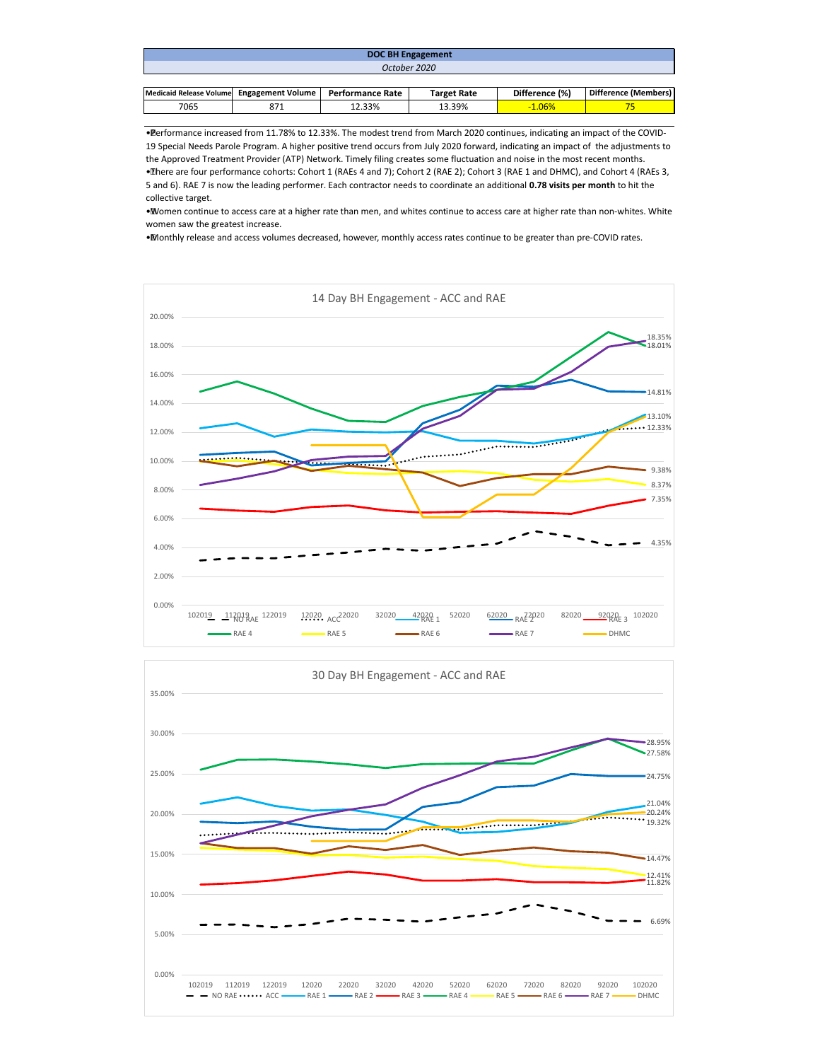# DOC BH Engagement

*October 2020*

| Medicaid Release Volume | Engagement Volume | Performance Rate | Target Rate | Difference (%) | Difference (Members) |
|---|---|---|---|---|---|
| 7065 | 871 | 12.33% | 13.39% | -1.06% | 75 |

- Performance increased from 11.78% to 12.33%. The modest trend from March 2020 continues, indicating an impact of the COVID-19 Special Needs Parole Program. A higher positive trend occurs from July 2020 forward, indicating an impact of the adjustments to the Approved Treatment Provider (ATP) Network. Timely filing creates some fluctuation and noise in the most recent months.
- There are four performance cohorts: Cohort 1 (RAEs 4 and 7); Cohort 2 (RAE 2); Cohort 3 (RAE 1 and DHMC), and Cohort 4 (RAEs 3, 5 and 6). RAE 7 is now the leading performer. Each contractor needs to coordinate an additional **0.78 visits per month** to hit the collective target.
- Women continue to access care at a higher rate than men, and whites continue to access care at higher rate than non-whites. White women saw the greatest increase.
- Monthly release and access volumes decreased, however, monthly access rates continue to be greater than pre-COVID rates.

14 Day BH Engagement - ACC and RAE

30 Day BH Engagement - ACC and RAE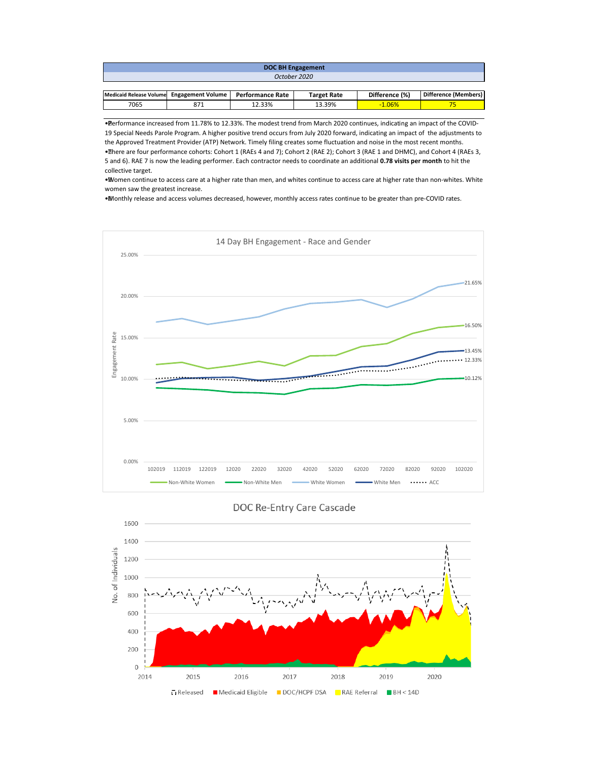| DOC BH Engagement | | | | | |
|---|---|---|---|---|---|
| *October 2020* | | | | | |
| Medicaid Release Volume | Engagement Volume | Performance Rate | Target Rate | Difference (%) | Difference (Members) |
| 7065 | 871 | 12.33% | 13.39% | -1.06% | 75 |

- Performance increased from 11.78% to 12.33%. The modest trend from March 2020 continues, indicating an impact of the COVID-19 Special Needs Parole Program. A higher positive trend occurs from July 2020 forward, indicating an impact of the adjustments to the Approved Treatment Provider (ATP) Network. Timely filing creates some fluctuation and noise in the most recent months.
- There are four performance cohorts: Cohort 1 (RAEs 4 and 7); Cohort 2 (RAE 2); Cohort 3 (RAE 1 and DHMC), and Cohort 4 (RAEs 3, 5 and 6). RAE 7 is now the leading performer. Each contractor needs to coordinate an additional **0.78 visits per month** to hit the collective target.
- Women continue to access care at a higher rate than men, and whites continue to access care at higher rate than non-whites. White women saw the greatest increase.
- Monthly release and access volumes decreased, however, monthly access rates continue to be greater than pre-COVID rates.

14 Day BH Engagement - Race and Gender

Engagement Rate

25.00%
20.00%
15.00%
10.00%
5.00%
0.00%

102019 112019 122019 12020 22020 32020 42020 52020 62020 72020 82020 92020 102020

21.65%
16.50%
13.45%
12.33%
10.12%

Non-White Women, Non-White Men, White Women, White Men, ACC

DOC Re-Entry Care Cascade

No. of Individuals

1600
1400
1200
1000
800
600
400
200
0

2014 2015 2016 2017 2018 2019 2020

Released, Medicaid Eligible, DOC/HCPF DSA, RAE Referral, BH < 14D